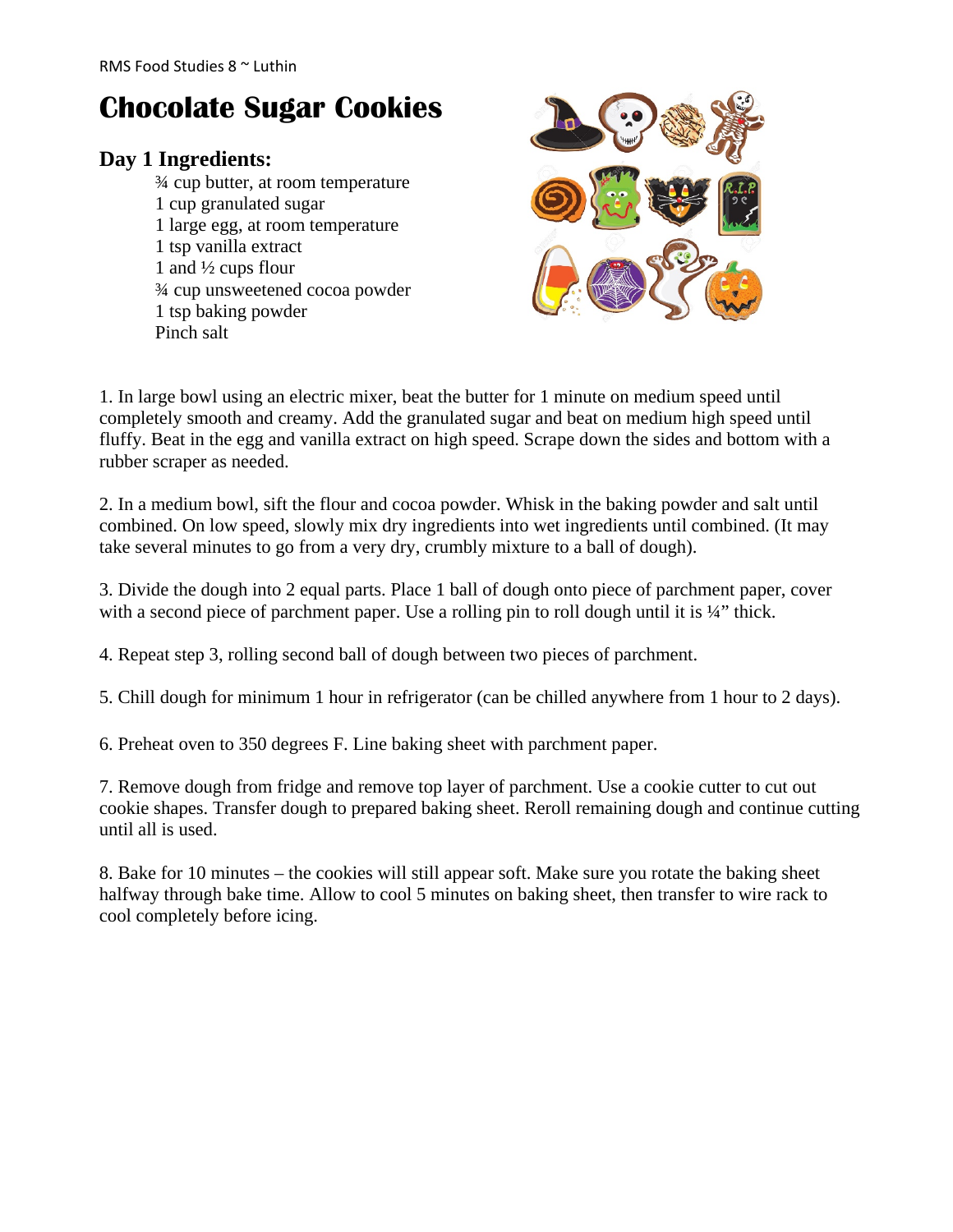RMS Food Studies 8 ~ Luthin

# Chocolate Sugar Cookies

## Day 1 Ingredients:

¾ cup butter, at room temperature
1 cup granulated sugar
1 large egg, at room temperature
1 tsp vanilla extract
1 and ½ cups flour
¾ cup unsweetened cocoa powder
1 tsp baking powder
Pinch salt

1. In large bowl using an electric mixer, beat the butter for 1 minute on medium speed until completely smooth and creamy. Add the granulated sugar and beat on medium high speed until fluffy. Beat in the egg and vanilla extract on high speed. Scrape down the sides and bottom with a rubber scraper as needed.

2. In a medium bowl, sift the flour and cocoa powder. Whisk in the baking powder and salt until combined. On low speed, slowly mix dry ingredients into wet ingredients until combined. (It may take several minutes to go from a very dry, crumbly mixture to a ball of dough).

3. Divide the dough into 2 equal parts. Place 1 ball of dough onto piece of parchment paper, cover with a second piece of parchment paper. Use a rolling pin to roll dough until it is ¼" thick.

4. Repeat step 3, rolling second ball of dough between two pieces of parchment.

5. Chill dough for minimum 1 hour in refrigerator (can be chilled anywhere from 1 hour to 2 days).

6. Preheat oven to 350 degrees F. Line baking sheet with parchment paper.

7. Remove dough from fridge and remove top layer of parchment. Use a cookie cutter to cut out cookie shapes. Transfer dough to prepared baking sheet. Reroll remaining dough and continue cutting until all is used.

8. Bake for 10 minutes – the cookies will still appear soft. Make sure you rotate the baking sheet halfway through bake time. Allow to cool 5 minutes on baking sheet, then transfer to wire rack to cool completely before icing.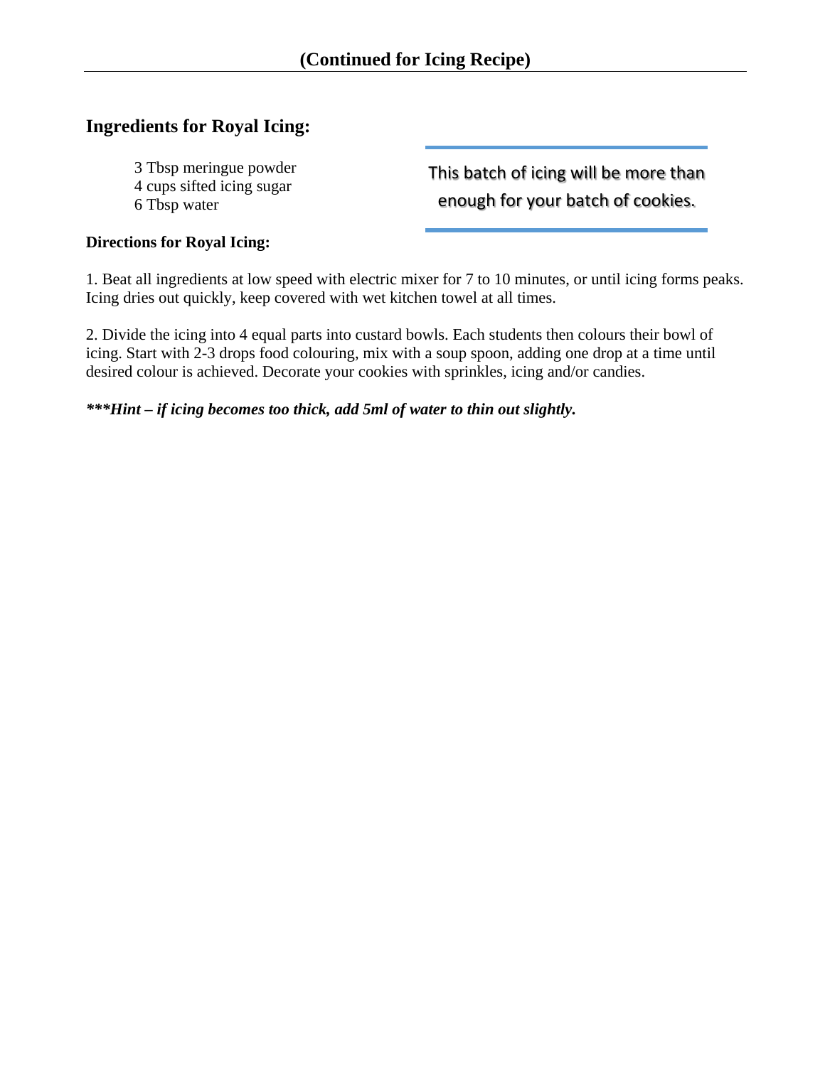## (Continued for Icing Recipe)

### Ingredients for Royal Icing:

3 Tbsp meringue powder
4 cups sifted icing sugar
6 Tbsp water

This batch of icing will be more than enough for your batch of cookies.

**Directions for Royal Icing:**

1. Beat all ingredients at low speed with electric mixer for 7 to 10 minutes, or until icing forms peaks. Icing dries out quickly, keep covered with wet kitchen towel at all times.

2. Divide the icing into 4 equal parts into custard bowls. Each students then colours their bowl of icing. Start with 2-3 drops food colouring, mix with a soup spoon, adding one drop at a time until desired colour is achieved. Decorate your cookies with sprinkles, icing and/or candies.

***\*\*\*Hint – if icing becomes too thick, add 5ml of water to thin out slightly.***